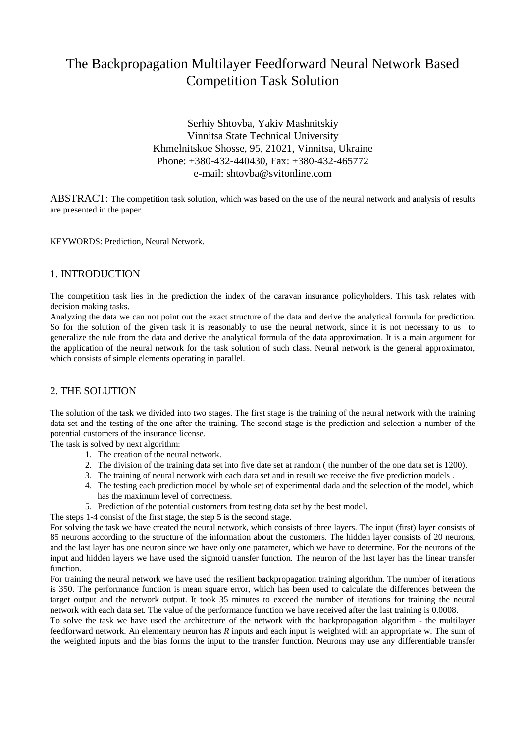# The Backpropagation Multilayer Feedforward Neural Network Based Competition Task Solution

Serhiy Shtovba, Yakiv Mashnitskiy
Vinnitsa State Technical University
Khmelnitskoe Shosse, 95, 21021, Vinnitsa, Ukraine
Phone: +380-432-440430, Fax: +380-432-465772
e-mail: shtovba@svitonline.com

ABSTRACT: The competition task solution, which was based on the use of the neural network and analysis of results are presented in the paper.

KEYWORDS: Prediction, Neural Network.

## 1. INTRODUCTION

The competition task lies in the prediction the index of the caravan insurance policyholders. This task relates with decision making tasks.

Analyzing the data we can not point out the exact structure of the data and derive the analytical formula for prediction. So for the solution of the given task it is reasonably to use the neural network, since it is not necessary to us to generalize the rule from the data and derive the analytical formula of the data approximation. It is a main argument for the application of the neural network for the task solution of such class. Neural network is the general approximator, which consists of simple elements operating in parallel.

## 2. THE SOLUTION

The solution of the task we divided into two stages. The first stage is the training of the neural network with the training data set and the testing of the one after the training. The second stage is the prediction and selection a number of the potential customers of the insurance license.

The task is solved by next algorithm:

1. The creation of the neural network.
2. The division of the training data set into five date set at random ( the number of the one data set is 1200).
3. The training of neural network with each data set and in result we receive the five prediction models .
4. The testing each prediction model by whole set of experimental dada and the selection of the model, which has the maximum level of correctness.
5. Prediction of the potential customers from testing data set by the best model.

The steps 1-4 consist of the first stage, the step 5 is the second stage.

For solving the task we have created the neural network, which consists of three layers. The input (first) layer consists of 85 neurons according to the structure of the information about the customers. The hidden layer consists of 20 neurons, and the last layer has one neuron since we have only one parameter, which we have to determine. For the neurons of the input and hidden layers we have used the sigmoid transfer function. The neuron of the last layer has the linear transfer function.

For training the neural network we have used the resilient backpropagation training algorithm. The number of iterations is 350. The performance function is mean square error, which has been used to calculate the differences between the target output and the network output. It took 35 minutes to exceed the number of iterations for training the neural network with each data set. The value of the performance function we have received after the last training is 0.0008.

To solve the task we have used the architecture of the network with the backpropagation algorithm - the multilayer feedforward network. An elementary neuron has $R$ inputs and each input is weighted with an appropriate w. The sum of the weighted inputs and the bias forms the input to the transfer function. Neurons may use any differentiable transfer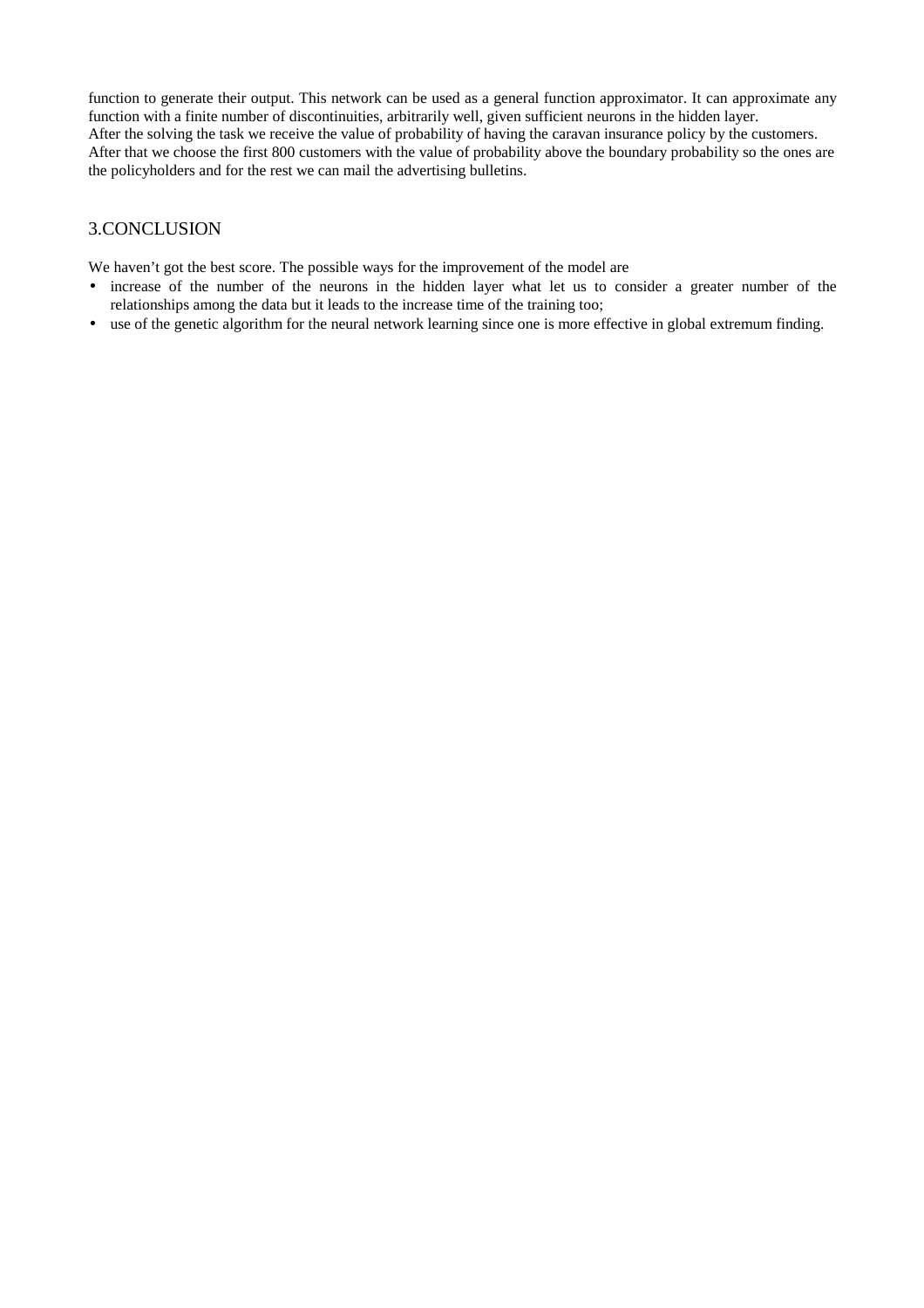function to generate their output. This network can be used as a general function approximator. It can approximate any function with a finite number of discontinuities, arbitrarily well, given sufficient neurons in the hidden layer.
After the solving the task we receive the value of probability of having the caravan insurance policy by the customers.
After that we choose the first 800 customers with the value of probability above the boundary probability so the ones are the policyholders and for the rest we can mail the advertising bulletins.

## 3.CONCLUSION

We haven't got the best score. The possible ways for the improvement of the model are

- increase of the number of the neurons in the hidden layer what let us to consider a greater number of the relationships among the data but it leads to the increase time of the training too;
- use of the genetic algorithm for the neural network learning since one is more effective in global extremum finding.